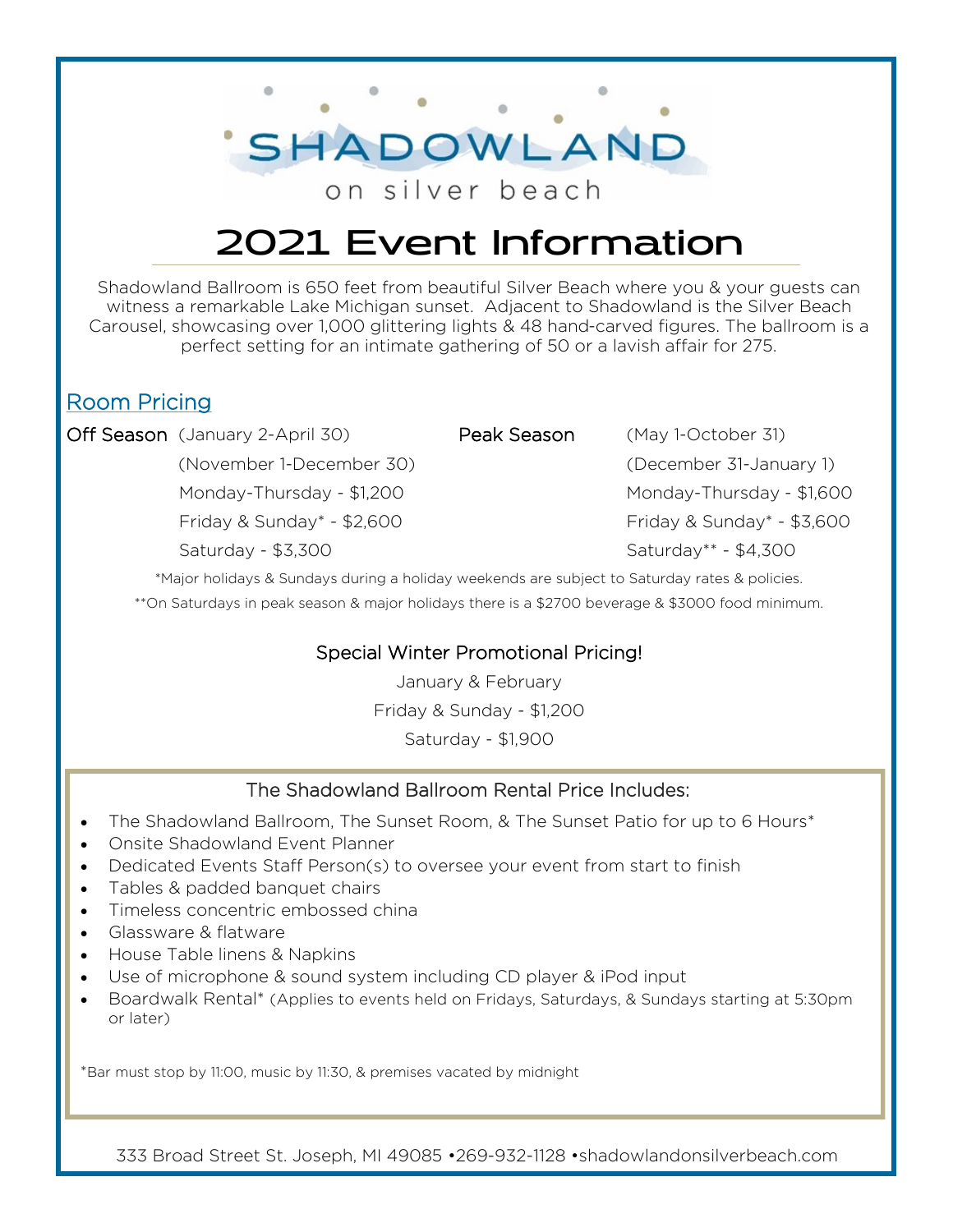# SHADOWLAND

on silver beach

# 2021 Event Information

Shadowland Ballroom is 650 feet from beautiful Silver Beach where you & your guests can witness a remarkable Lake Michigan sunset. Adjacent to Shadowland is the Silver Beach Carousel, showcasing over 1,000 glittering lights & 48 hand-carved figures. The ballroom is a perfect setting for an intimate gathering of 50 or a lavish affair for 275.

## Room Pricing

| Off Season | (January 2-April 30) (November 1-December 30) | Peak Season | (May 1-October 31) (December 31-January 1) |
|---|---|---|---|
| | Monday-Thursday - $1,200 | | Monday-Thursday - $1,600 |
| | Friday & Sunday* - $2,600 | | Friday & Sunday* - $3,600 |
| | Saturday - $3,300 | | Saturday** - $4,300 |

*Major holidays & Sundays during a holiday weekends are subject to Saturday rates & policies.

**On Saturdays in peak season & major holidays there is a $2700 beverage & $3000 food minimum.

### Special Winter Promotional Pricing!

January & February

Friday & Sunday - $1,200

Saturday - $1,900

### The Shadowland Ballroom Rental Price Includes:

- The Shadowland Ballroom, The Sunset Room, & The Sunset Patio for up to 6 Hours*
- Onsite Shadowland Event Planner
- Dedicated Events Staff Person(s) to oversee your event from start to finish
- Tables & padded banquet chairs
- Timeless concentric embossed china
- Glassware & flatware
- House Table linens & Napkins
- Use of microphone & sound system including CD player & iPod input
- Boardwalk Rental* (Applies to events held on Fridays, Saturdays, & Sundays starting at 5:30pm or later)

*Bar must stop by 11:00, music by 11:30, & premises vacated by midnight

333 Broad Street St. Joseph, MI 49085 •269-932-1128 •shadowlandonsilverbeach.com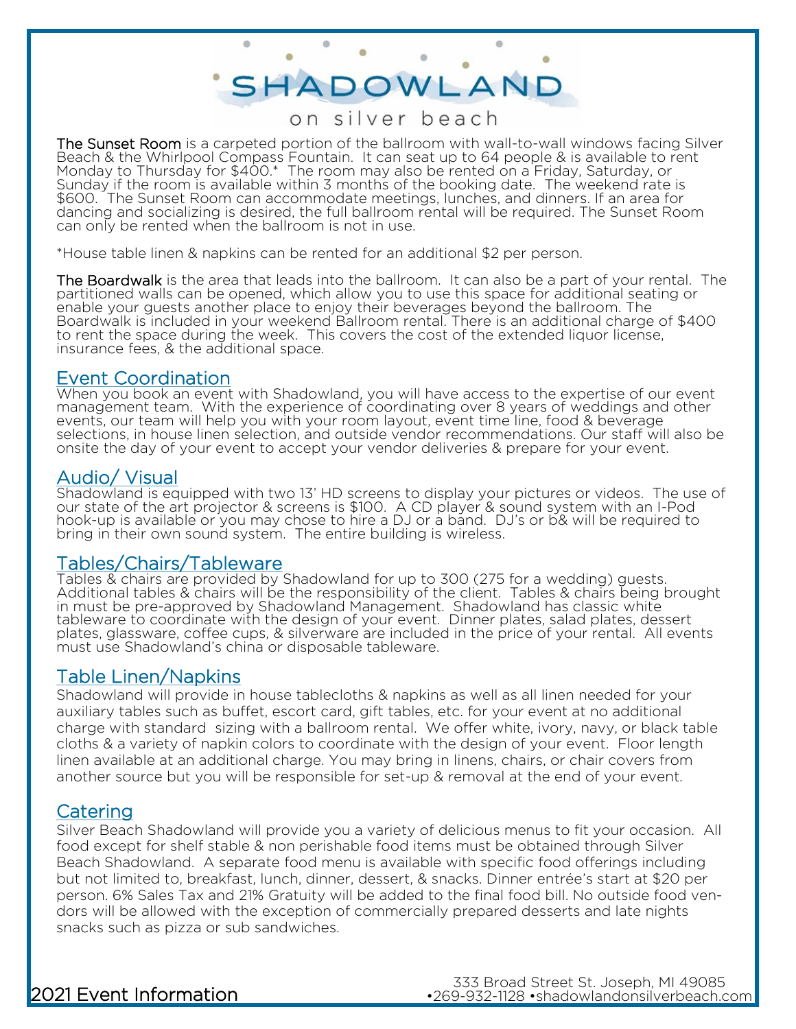# SHADOWLAND

on silver beach

**The Sunset Room** is a carpeted portion of the ballroom with wall-to-wall windows facing Silver Beach & the Whirlpool Compass Fountain. It can seat up to 64 people & is available to rent Monday to Thursday for $400.* The room may also be rented on a Friday, Saturday, or Sunday if the room is available within 3 months of the booking date. The weekend rate is $600. The Sunset Room can accommodate meetings, lunches, and dinners. If an area for dancing and socializing is desired, the full ballroom rental will be required. The Sunset Room can only be rented when the ballroom is not in use.

*House table linen & napkins can be rented for an additional $2 per person.

**The Boardwalk** is the area that leads into the ballroom. It can also be a part of your rental. The partitioned walls can be opened, which allow you to use this space for additional seating or enable your guests another place to enjoy their beverages beyond the ballroom. The Boardwalk is included in your weekend Ballroom rental. There is an additional charge of $400 to rent the space during the week. This covers the cost of the extended liquor license, insurance fees, & the additional space.

## Event Coordination

When you book an event with Shadowland, you will have access to the expertise of our event management team. With the experience of coordinating over 8 years of weddings and other events, our team will help you with your room layout, event time line, food & beverage selections, in house linen selection, and outside vendor recommendations. Our staff will also be onsite the day of your event to accept your vendor deliveries & prepare for your event.

## Audio/ Visual

Shadowland is equipped with two 13' HD screens to display your pictures or videos. The use of our state of the art projector & screens is $100. A CD player & sound system with an I-Pod hook-up is available or you may chose to hire a DJ or a band. DJ's or b& will be required to bring in their own sound system. The entire building is wireless.

## Tables/Chairs/Tableware

Tables & chairs are provided by Shadowland for up to 300 (275 for a wedding) guests. Additional tables & chairs will be the responsibility of the client. Tables & chairs being brought in must be pre-approved by Shadowland Management. Shadowland has classic white tableware to coordinate with the design of your event. Dinner plates, salad plates, dessert plates, glassware, coffee cups, & silverware are included in the price of your rental. All events must use Shadowland's china or disposable tableware.

## Table Linen/Napkins

Shadowland will provide in house tablecloths & napkins as well as all linen needed for your auxiliary tables such as buffet, escort card, gift tables, etc. for your event at no additional charge with standard sizing with a ballroom rental. We offer white, ivory, navy, or black table cloths & a variety of napkin colors to coordinate with the design of your event. Floor length linen available at an additional charge. You may bring in linens, chairs, or chair covers from another source but you will be responsible for set-up & removal at the end of your event.

## Catering

Silver Beach Shadowland will provide you a variety of delicious menus to fit your occasion. All food except for shelf stable & non perishable food items must be obtained through Silver Beach Shadowland. A separate food menu is available with specific food offerings including but not limited to, breakfast, lunch, dinner, dessert, & snacks. Dinner entrée's start at $20 per person. 6% Sales Tax and 21% Gratuity will be added to the final food bill. No outside food vendors will be allowed with the exception of commercially prepared desserts and late nights snacks such as pizza or sub sandwiches.

2021 Event Information

333 Broad Street St. Joseph, MI 49085
•269-932-1128 •shadowlandonsilverbeach.com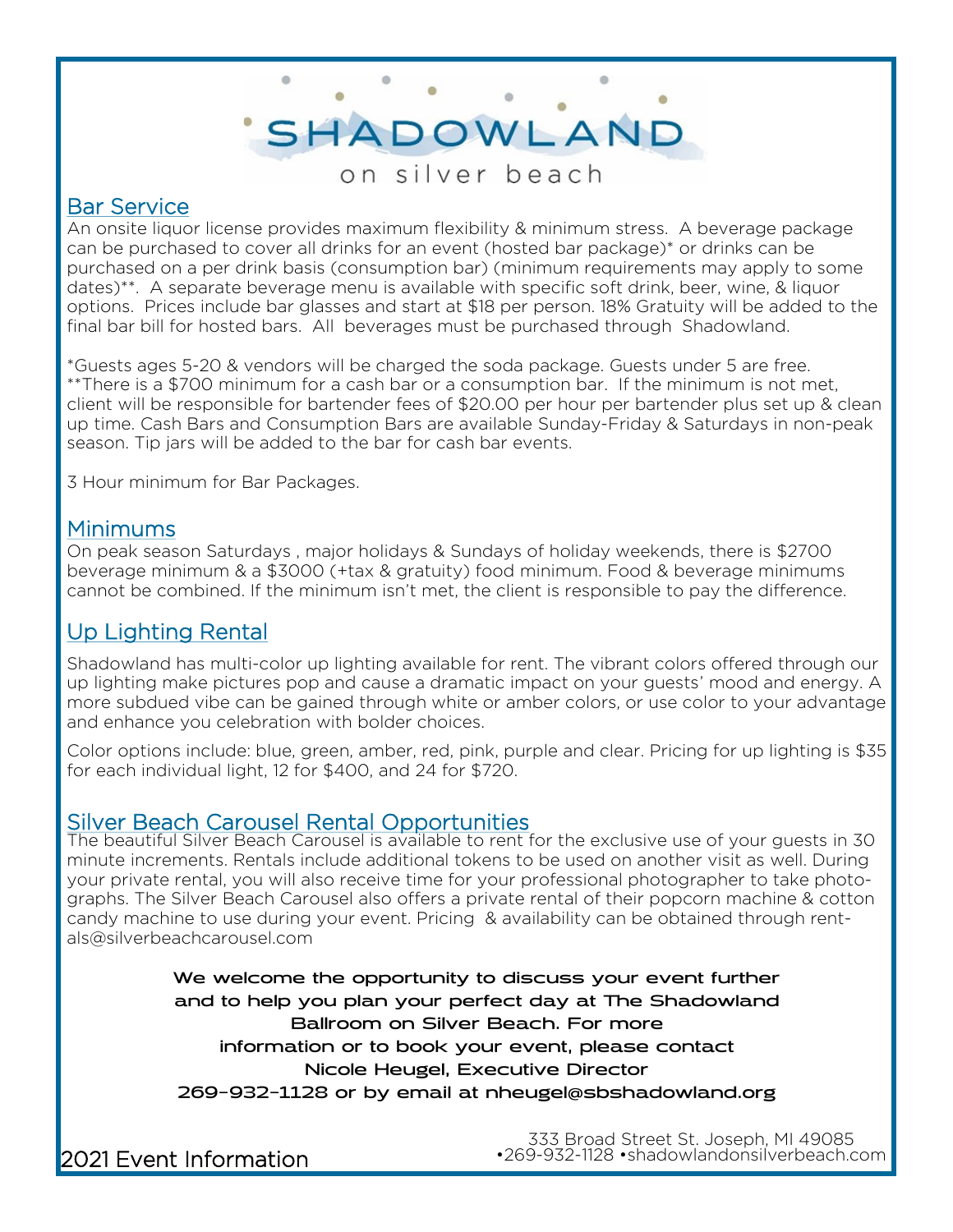# SHADOWLAND

on silver beach

## Bar Service

An onsite liquor license provides maximum flexibility & minimum stress. A beverage package can be purchased to cover all drinks for an event (hosted bar package)* or drinks can be purchased on a per drink basis (consumption bar) (minimum requirements may apply to some dates)**. A separate beverage menu is available with specific soft drink, beer, wine, & liquor options. Prices include bar glasses and start at $18 per person. 18% Gratuity will be added to the final bar bill for hosted bars. All beverages must be purchased through Shadowland.

*Guests ages 5-20 & vendors will be charged the soda package. Guests under 5 are free.
**There is a $700 minimum for a cash bar or a consumption bar. If the minimum is not met, client will be responsible for bartender fees of $20.00 per hour per bartender plus set up & clean up time. Cash Bars and Consumption Bars are available Sunday-Friday & Saturdays in non-peak season. Tip jars will be added to the bar for cash bar events.

3 Hour minimum for Bar Packages.

## Minimums

On peak season Saturdays , major holidays & Sundays of holiday weekends, there is $2700 beverage minimum & a $3000 (+tax & gratuity) food minimum. Food & beverage minimums cannot be combined. If the minimum isn't met, the client is responsible to pay the difference.

## Up Lighting Rental

Shadowland has multi-color up lighting available for rent. The vibrant colors offered through our up lighting make pictures pop and cause a dramatic impact on your guests' mood and energy. A more subdued vibe can be gained through white or amber colors, or use color to your advantage and enhance you celebration with bolder choices.

Color options include: blue, green, amber, red, pink, purple and clear. Pricing for up lighting is $35 for each individual light, 12 for $400, and 24 for $720.

## Silver Beach Carousel Rental Opportunities

The beautiful Silver Beach Carousel is available to rent for the exclusive use of your guests in 30 minute increments. Rentals include additional tokens to be used on another visit as well. During your private rental, you will also receive time for your professional photographer to take photographs. The Silver Beach Carousel also offers a private rental of their popcorn machine & cotton candy machine to use during your event. Pricing & availability can be obtained through rentals@silverbeachcarousel.com

**We welcome the opportunity to discuss your event further and to help you plan your perfect day at The Shadowland Ballroom on Silver Beach. For more information or to book your event, please contact Nicole Heugel, Executive Director 269-932-1128 or by email at nheugel@sbshadowland.org**

2021 Event Information

333 Broad Street St. Joseph, MI 49085
•269-932-1128 •shadowlandonsilverbeach.com